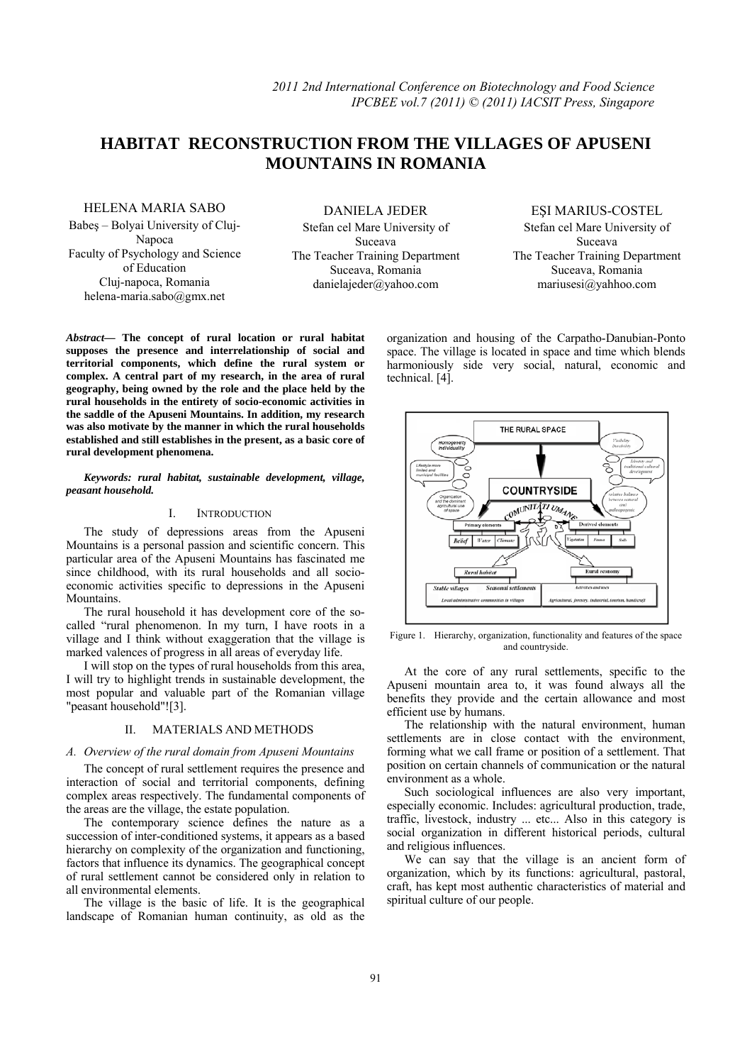# HABITAT RECONSTRUCTION FROM THE VILLAGES OF APUSENI MOUNTAINS IN ROMANIA

HELENA MARIA SABO
Babeş – Bolyai University of Cluj-Napoca
Faculty of Psychology and Science of Education
Cluj-napoca, Romania
helena-maria.sabo@gmx.net

DANIELA JEDER
Stefan cel Mare University of Suceava
The Teacher Training Department
Suceava, Romania
danielajeder@yahoo.com

EŞI MARIUS-COSTEL
Stefan cel Mare University of Suceava
The Teacher Training Department
Suceava, Romania
mariusesi@yahhoo.com

***Abstract*— The concept of rural location or rural habitat supposes the presence and interrelationship of social and territorial components, which define the rural system or complex. A central part of my research, in the area of rural geography, being owned by the role and the place held by the rural households in the entirety of socio-economic activities in the saddle of the Apuseni Mountains. In addition, my research was also motivate by the manner in which the rural households established and still establishes in the present, as a basic core of rural development phenomena.**

***Keywords: rural habitat, sustainable development, village, peasant household.***

## I. INTRODUCTION

The study of depressions areas from the Apuseni Mountains is a personal passion and scientific concern. This particular area of the Apuseni Mountains has fascinated me since childhood, with its rural households and all socio-economic activities specific to depressions in the Apuseni Mountains.

The rural household it has development core of the so-called "rural phenomenon. In my turn, I have roots in a village and I think without exaggeration that the village is marked valences of progress in all areas of everyday life.

I will stop on the types of rural households from this area, I will try to highlight trends in sustainable development, the most popular and valuable part of the Romanian village "peasant household"![3].

## II. MATERIALS AND METHODS

### *A. Overview of the rural domain from Apuseni Mountains*

The concept of rural settlement requires the presence and interaction of social and territorial components, defining complex areas respectively. The fundamental components of the areas are the village, the estate population.

The contemporary science defines the nature as a succession of inter-conditioned systems, it appears as a based hierarchy on complexity of the organization and functioning, factors that influence its dynamics. The geographical concept of rural settlement cannot be considered only in relation to all environmental elements.

The village is the basic of life. It is the geographical landscape of Romanian human continuity, as old as the organization and housing of the Carpatho-Danubian-Ponto space. The village is located in space and time which blends harmoniously side very social, natural, economic and technical. [4].

Figure 1. Hierarchy, organization, functionality and features of the space and countryside.

At the core of any rural settlements, specific to the Apuseni mountain area to, it was found always all the benefits they provide and the certain allowance and most efficient use by humans.

The relationship with the natural environment, human settlements are in close contact with the environment, forming what we call frame or position of a settlement. That position on certain channels of communication or the natural environment as a whole.

Such sociological influences are also very important, especially economic. Includes: agricultural production, trade, traffic, livestock, industry ... etc... Also in this category is social organization in different historical periods, cultural and religious influences.

We can say that the village is an ancient form of organization, which by its functions: agricultural, pastoral, craft, has kept most authentic characteristics of material and spiritual culture of our people.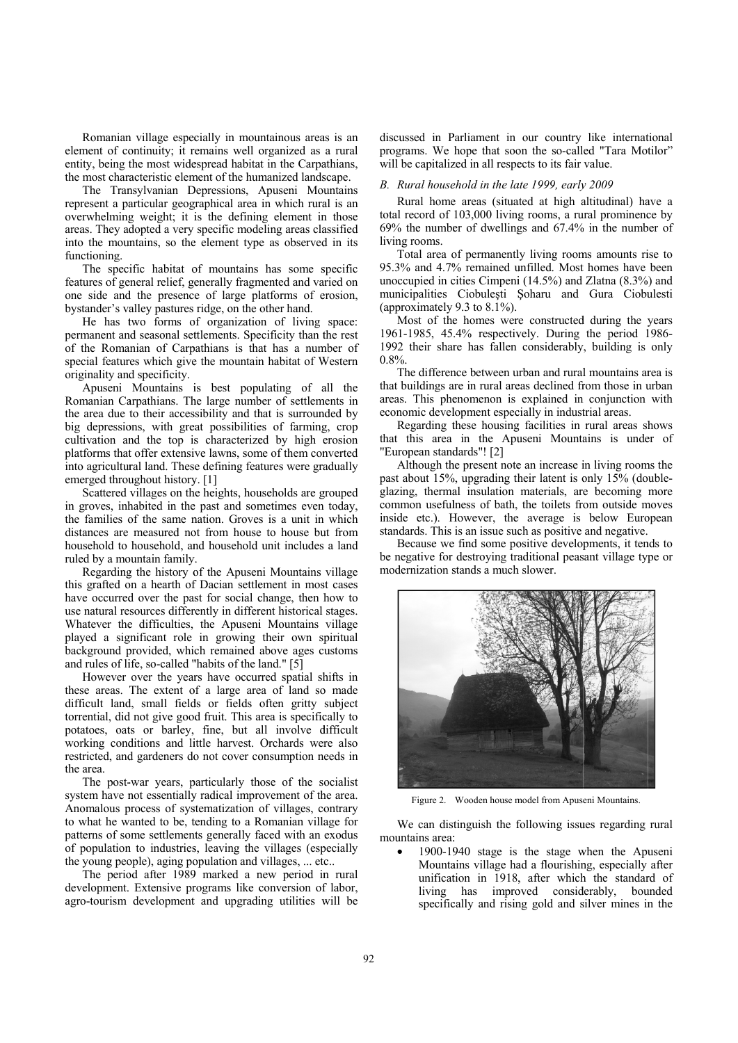Romanian village especially in mountainous areas is an element of continuity; it remains well organized as a rural entity, being the most widespread habitat in the Carpathians, the most characteristic element of the humanized landscape.

The Transylvanian Depressions, Apuseni Mountains represent a particular geographical area in which rural is an overwhelming weight; it is the defining element in those areas. They adopted a very specific modeling areas classified into the mountains, so the element type as observed in its functioning.

The specific habitat of mountains has some specific features of general relief, generally fragmented and varied on one side and the presence of large platforms of erosion, bystander's valley pastures ridge, on the other hand.

He has two forms of organization of living space: permanent and seasonal settlements. Specificity than the rest of the Romanian of Carpathians is that has a number of special features which give the mountain habitat of Western originality and specificity.

Apuseni Mountains is best populating of all the Romanian Carpathians. The large number of settlements in the area due to their accessibility and that is surrounded by big depressions, with great possibilities of farming, crop cultivation and the top is characterized by high erosion platforms that offer extensive lawns, some of them converted into agricultural land. These defining features were gradually emerged throughout history. [1]

Scattered villages on the heights, households are grouped in groves, inhabited in the past and sometimes even today, the families of the same nation. Groves is a unit in which distances are measured not from house to house but from household to household, and household unit includes a land ruled by a mountain family.

Regarding the history of the Apuseni Mountains village this grafted on a hearth of Dacian settlement in most cases have occurred over the past for social change, then how to use natural resources differently in different historical stages. Whatever the difficulties, the Apuseni Mountains village played a significant role in growing their own spiritual background provided, which remained above ages customs and rules of life, so-called "habits of the land." [5]

However over the years have occurred spatial shifts in these areas. The extent of a large area of land so made difficult land, small fields or fields often gritty subject torrential, did not give good fruit. This area is specifically to potatoes, oats or barley, fine, but all involve difficult working conditions and little harvest. Orchards were also restricted, and gardeners do not cover consumption needs in the area.

The post-war years, particularly those of the socialist system have not essentially radical improvement of the area. Anomalous process of systematization of villages, contrary to what he wanted to be, tending to a Romanian village for patterns of some settlements generally faced with an exodus of population to industries, leaving the villages (especially the young people), aging population and villages, ... etc..

The period after 1989 marked a new period in rural development. Extensive programs like conversion of labor, agro-tourism development and upgrading utilities will be discussed in Parliament in our country like international programs. We hope that soon the so-called "Tara Motilor" will be capitalized in all respects to its fair value.

### *B. Rural household in the late 1999, early 2009*

Rural home areas (situated at high altitudinal) have a total record of 103,000 living rooms, a rural prominence by 69% the number of dwellings and 67.4% in the number of living rooms.

Total area of permanently living rooms amounts rise to 95.3% and 4.7% remained unfilled. Most homes have been unoccupied in cities Cimpeni (14.5%) and Zlatna (8.3%) and municipalities Ciobulești Șoharu and Gura Ciobulesti (approximately 9.3 to 8.1%).

Most of the homes were constructed during the years 1961-1985, 45.4% respectively. During the period 1986-1992 their share has fallen considerably, building is only 0.8%.

The difference between urban and rural mountains area is that buildings are in rural areas declined from those in urban areas. This phenomenon is explained in conjunction with economic development especially in industrial areas.

Regarding these housing facilities in rural areas shows that this area in the Apuseni Mountains is under of "European standards"! [2]

Although the present note an increase in living rooms the past about 15%, upgrading their latent is only 15% (double-glazing, thermal insulation materials, are becoming more common usefulness of bath, the toilets from outside moves inside etc.). However, the average is below European standards. This is an issue such as positive and negative.

Because we find some positive developments, it tends to be negative for destroying traditional peasant village type or modernization stands a much slower.

Figure 2. Wooden house model from Apuseni Mountains.

We can distinguish the following issues regarding rural mountains area:

- 1900-1940 stage is the stage when the Apuseni Mountains village had a flourishing, especially after unification in 1918, after which the standard of living has improved considerably, bounded specifically and rising gold and silver mines in the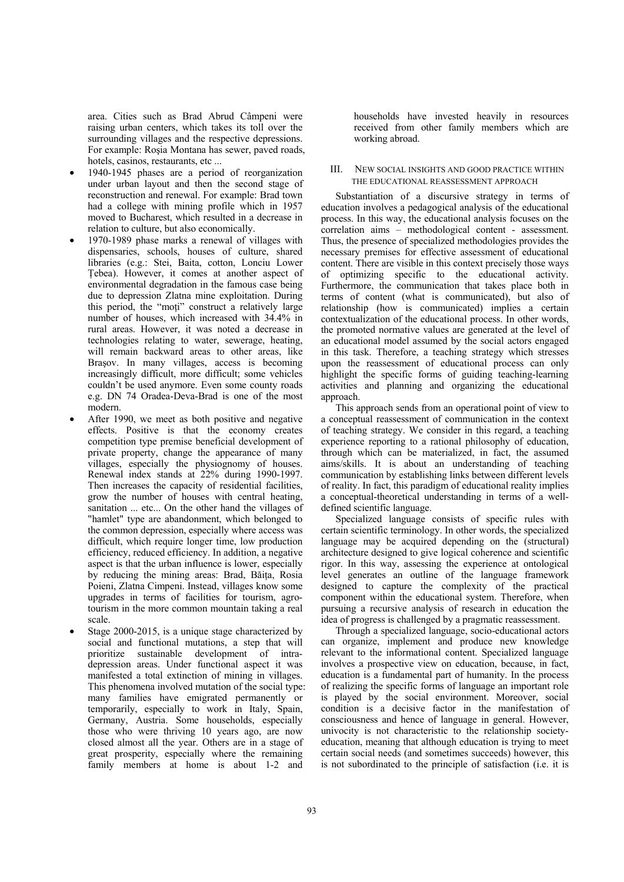area. Cities such as Brad Abrud Câmpeni were raising urban centers, which takes its toll over the surrounding villages and the respective depressions. For example: Roșia Montana has sewer, paved roads, hotels, casinos, restaurants, etc ...

- 1940-1945 phases are a period of reorganization under urban layout and then the second stage of reconstruction and renewal. For example: Brad town had a college with mining profile which in 1957 moved to Bucharest, which resulted in a decrease in relation to culture, but also economically.
- 1970-1989 phase marks a renewal of villages with dispensaries, schools, houses of culture, shared libraries (e.g.: Stei, Baita, cotton, Lonciu Lower Țebea). However, it comes at another aspect of environmental degradation in the famous case being due to depression Zlatna mine exploitation. During this period, the "moți" construct a relatively large number of houses, which increased with 34.4% in rural areas. However, it was noted a decrease in technologies relating to water, sewerage, heating, will remain backward areas to other areas, like Brașov. In many villages, access is becoming increasingly difficult, more difficult; some vehicles couldn't be used anymore. Even some county roads e.g. DN 74 Oradea-Deva-Brad is one of the most modern.
- After 1990, we meet as both positive and negative effects. Positive is that the economy creates competition type premise beneficial development of private property, change the appearance of many villages, especially the physiognomy of houses. Renewal index stands at 22% during 1990-1997. Then increases the capacity of residential facilities, grow the number of houses with central heating, sanitation ... etc... On the other hand the villages of "hamlet" type are abandonment, which belonged to the common depression, especially where access was difficult, which require longer time, low production efficiency, reduced efficiency. In addition, a negative aspect is that the urban influence is lower, especially by reducing the mining areas: Brad, Băița, Rosia Poieni, Zlatna Cimpeni. Instead, villages know some upgrades in terms of facilities for tourism, agro-tourism in the more common mountain taking a real scale.
- Stage 2000-2015, is a unique stage characterized by social and functional mutations, a step that will prioritize sustainable development of intra-depression areas. Under functional aspect it was manifested a total extinction of mining in villages. This phenomena involved mutation of the social type: many families have emigrated permanently or temporarily, especially to work in Italy, Spain, Germany, Austria. Some households, especially those who were thriving 10 years ago, are now closed almost all the year. Others are in a stage of great prosperity, especially where the remaining family members at home is about 1-2 and households have invested heavily in resources received from other family members which are working abroad.

## III. New social insights and good practice within the educational reassessment approach

Substantiation of a discursive strategy in terms of education involves a pedagogical analysis of the educational process. In this way, the educational analysis focuses on the correlation aims – methodological content - assessment. Thus, the presence of specialized methodologies provides the necessary premises for effective assessment of educational content. There are visible in this context precisely those ways of optimizing specific to the educational activity. Furthermore, the communication that takes place both in terms of content (what is communicated), but also of relationship (how is communicated) implies a certain contextualization of the educational process. In other words, the promoted normative values are generated at the level of an educational model assumed by the social actors engaged in this task. Therefore, a teaching strategy which stresses upon the reassessment of educational process can only highlight the specific forms of guiding teaching-learning activities and planning and organizing the educational approach.

This approach sends from an operational point of view to a conceptual reassessment of communication in the context of teaching strategy. We consider in this regard, a teaching experience reporting to a rational philosophy of education, through which can be materialized, in fact, the assumed aims/skills. It is about an understanding of teaching communication by establishing links between different levels of reality. In fact, this paradigm of educational reality implies a conceptual-theoretical understanding in terms of a well-defined scientific language.

Specialized language consists of specific rules with certain scientific terminology. In other words, the specialized language may be acquired depending on the (structural) architecture designed to give logical coherence and scientific rigor. In this way, assessing the experience at ontological level generates an outline of the language framework designed to capture the complexity of the practical component within the educational system. Therefore, when pursuing a recursive analysis of research in education the idea of progress is challenged by a pragmatic reassessment.

Through a specialized language, socio-educational actors can organize, implement and produce new knowledge relevant to the informational content. Specialized language involves a prospective view on education, because, in fact, education is a fundamental part of humanity. In the process of realizing the specific forms of language an important role is played by the social environment. Moreover, social condition is a decisive factor in the manifestation of consciousness and hence of language in general. However, univocity is not characteristic to the relationship society-education, meaning that although education is trying to meet certain social needs (and sometimes succeeds) however, this is not subordinated to the principle of satisfaction (i.e. it is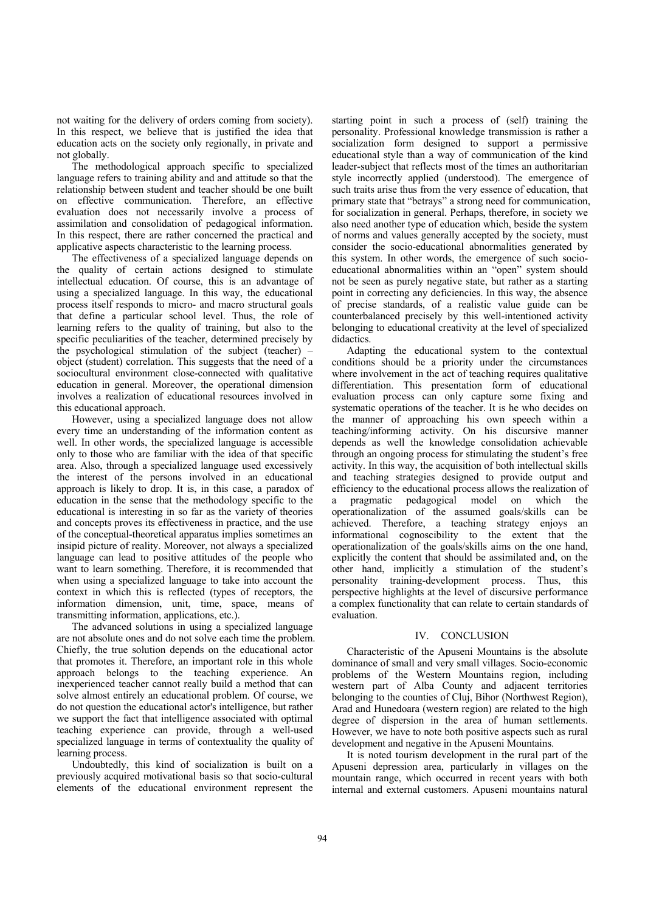not waiting for the delivery of orders coming from society). In this respect, we believe that is justified the idea that education acts on the society only regionally, in private and not globally.

The methodological approach specific to specialized language refers to training ability and and attitude so that the relationship between student and teacher should be one built on effective communication. Therefore, an effective evaluation does not necessarily involve a process of assimilation and consolidation of pedagogical information. In this respect, there are rather concerned the practical and applicative aspects characteristic to the learning process.

The effectiveness of a specialized language depends on the quality of certain actions designed to stimulate intellectual education. Of course, this is an advantage of using a specialized language. In this way, the educational process itself responds to micro- and macro structural goals that define a particular school level. Thus, the role of learning refers to the quality of training, but also to the specific peculiarities of the teacher, determined precisely by the psychological stimulation of the subject (teacher) – object (student) correlation. This suggests that the need of a sociocultural environment close-connected with qualitative education in general. Moreover, the operational dimension involves a realization of educational resources involved in this educational approach.

However, using a specialized language does not allow every time an understanding of the information content as well. In other words, the specialized language is accessible only to those who are familiar with the idea of that specific area. Also, through a specialized language used excessively the interest of the persons involved in an educational approach is likely to drop. It is, in this case, a paradox of education in the sense that the methodology specific to the educational is interesting in so far as the variety of theories and concepts proves its effectiveness in practice, and the use of the conceptual-theoretical apparatus implies sometimes an insipid picture of reality. Moreover, not always a specialized language can lead to positive attitudes of the people who want to learn something. Therefore, it is recommended that when using a specialized language to take into account the context in which this is reflected (types of receptors, the information dimension, unit, time, space, means of transmitting information, applications, etc.).

The advanced solutions in using a specialized language are not absolute ones and do not solve each time the problem. Chiefly, the true solution depends on the educational actor that promotes it. Therefore, an important role in this whole approach belongs to the teaching experience. An inexperienced teacher cannot really build a method that can solve almost entirely an educational problem. Of course, we do not question the educational actor's intelligence, but rather we support the fact that intelligence associated with optimal teaching experience can provide, through a well-used specialized language in terms of contextuality the quality of learning process.

Undoubtedly, this kind of socialization is built on a previously acquired motivational basis so that socio-cultural elements of the educational environment represent the starting point in such a process of (self) training the personality. Professional knowledge transmission is rather a socialization form designed to support a permissive educational style than a way of communication of the kind leader-subject that reflects most of the times an authoritarian style incorrectly applied (understood). The emergence of such traits arise thus from the very essence of education, that primary state that "betrays" a strong need for communication, for socialization in general. Perhaps, therefore, in society we also need another type of education which, beside the system of norms and values generally accepted by the society, must consider the socio-educational abnormalities generated by this system. In other words, the emergence of such socio-educational abnormalities within an "open" system should not be seen as purely negative state, but rather as a starting point in correcting any deficiencies. In this way, the absence of precise standards, of a realistic value guide can be counterbalanced precisely by this well-intentioned activity belonging to educational creativity at the level of specialized didactics.

Adapting the educational system to the contextual conditions should be a priority under the circumstances where involvement in the act of teaching requires qualitative differentiation. This presentation form of educational evaluation process can only capture some fixing and systematic operations of the teacher. It is he who decides on the manner of approaching his own speech within a teaching/informing activity. On his discursive manner depends as well the knowledge consolidation achievable through an ongoing process for stimulating the student's free activity. In this way, the acquisition of both intellectual skills and teaching strategies designed to provide output and efficiency to the educational process allows the realization of a pragmatic pedagogical model on which the operationalization of the assumed goals/skills can be achieved. Therefore, a teaching strategy enjoys an informational cognoscibility to the extent that the operationalization of the goals/skills aims on the one hand, explicitly the content that should be assimilated and, on the other hand, implicitly a stimulation of the student's personality training-development process. Thus, this perspective highlights at the level of discursive performance a complex functionality that can relate to certain standards of evaluation.

## IV. CONCLUSION

Characteristic of the Apuseni Mountains is the absolute dominance of small and very small villages. Socio-economic problems of the Western Mountains region, including western part of Alba County and adjacent territories belonging to the counties of Cluj, Bihor (Northwest Region), Arad and Hunedoara (western region) are related to the high degree of dispersion in the area of human settlements. However, we have to note both positive aspects such as rural development and negative in the Apuseni Mountains.

It is noted tourism development in the rural part of the Apuseni depression area, particularly in villages on the mountain range, which occurred in recent years with both internal and external customers. Apuseni mountains natural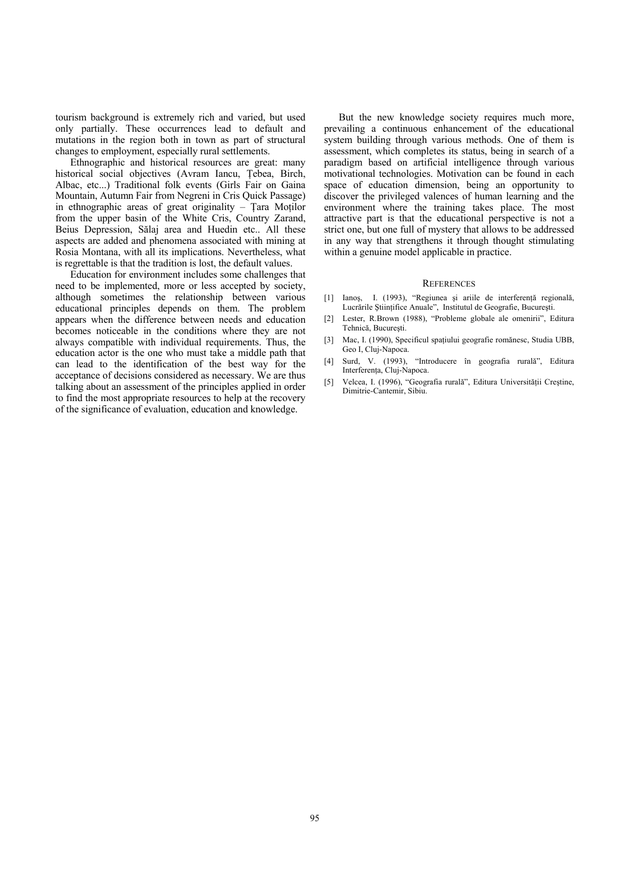tourism background is extremely rich and varied, but used only partially. These occurrences lead to default and mutations in the region both in town as part of structural changes to employment, especially rural settlements.

Ethnographic and historical resources are great: many historical social objectives (Avram Iancu, Țebea, Birch, Albac, etc...) Traditional folk events (Girls Fair on Gaina Mountain, Autumn Fair from Negreni in Cris Quick Passage) in ethnographic areas of great originality – Țara Moților from the upper basin of the White Cris, Country Zarand, Beius Depression, Sălaj area and Huedin etc.. All these aspects are added and phenomena associated with mining at Rosia Montana, with all its implications. Nevertheless, what is regrettable is that the tradition is lost, the default values.

Education for environment includes some challenges that need to be implemented, more or less accepted by society, although sometimes the relationship between various educational principles depends on them. The problem appears when the difference between needs and education becomes noticeable in the conditions where they are not always compatible with individual requirements. Thus, the education actor is the one who must take a middle path that can lead to the identification of the best way for the acceptance of decisions considered as necessary. We are thus talking about an assessment of the principles applied in order to find the most appropriate resources to help at the recovery of the significance of evaluation, education and knowledge.

But the new knowledge society requires much more, prevailing a continuous enhancement of the educational system building through various methods. One of them is assessment, which completes its status, being in search of a paradigm based on artificial intelligence through various motivational technologies. Motivation can be found in each space of education dimension, being an opportunity to discover the privileged valences of human learning and the environment where the training takes place. The most attractive part is that the educational perspective is not a strict one, but one full of mystery that allows to be addressed in any way that strengthens it through thought stimulating within a genuine model applicable in practice.

## References

[1] Ianoș, I. (1993), "Regiunea şi ariile de interferență regională, Lucrările Științifice Anuale", Institutul de Geografie, București.

[2] Lester, R.Brown (1988), "Probleme globale ale omenirii", Editura Tehnică, București.

[3] Mac, I. (1990), Specificul spațiului geografie romănesc, Studia UBB, Geo I, Cluj-Napoca.

[4] Surd, V. (1993), "Introducere în geografia rurală", Editura Interferența, Cluj-Napoca.

[5] Velcea, I. (1996), "Geografia rurală", Editura Universității Creștine, Dimitrie-Cantemir, Sibiu.